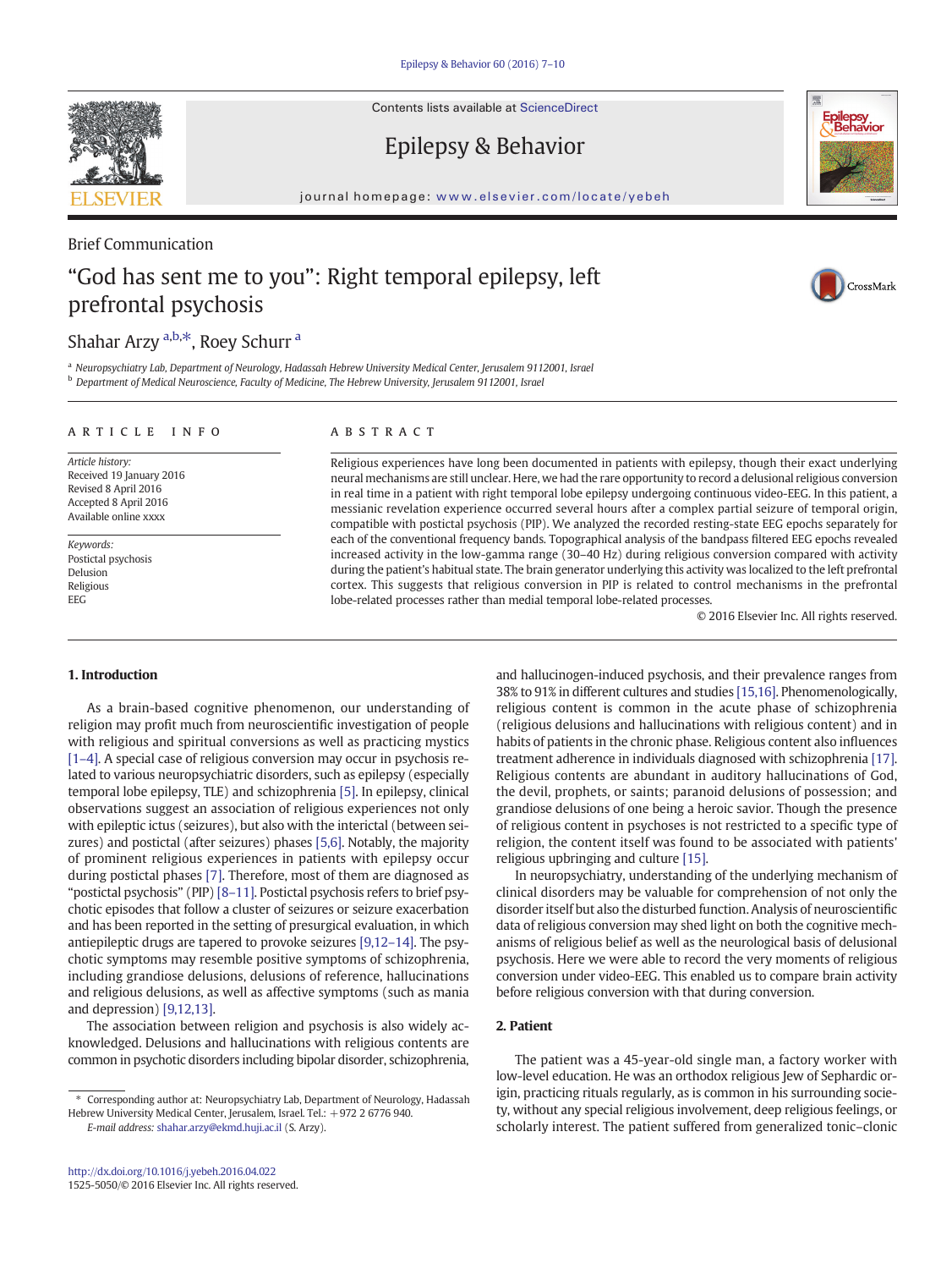Brief Communication

# "God has sent me to you": Right temporal epilepsy, left prefrontal psychosis

Shahar Arzy [a,b,*], Roey Schurr [a]

[a] Neuropsychiatry Lab, Department of Neurology, Hadassah Hebrew University Medical Center, Jerusalem 9112001, Israel
[b] Department of Medical Neuroscience, Faculty of Medicine, The Hebrew University, Jerusalem 9112001, Israel

## ARTICLE INFO

*Article history:*
Received 19 January 2016
Revised 8 April 2016
Accepted 8 April 2016
Available online xxxx

*Keywords:*
Postictal psychosis
Delusion
Religious
EEG

## ABSTRACT

Religious experiences have long been documented in patients with epilepsy, though their exact underlying neural mechanisms are still unclear. Here, we had the rare opportunity to record a delusional religious conversion in real time in a patient with right temporal lobe epilepsy undergoing continuous video-EEG. In this patient, a messianic revelation experience occurred several hours after a complex partial seizure of temporal origin, compatible with postictal psychosis (PIP). We analyzed the recorded resting-state EEG epochs separately for each of the conventional frequency bands. Topographical analysis of the bandpass filtered EEG epochs revealed increased activity in the low-gamma range (30–40 Hz) during religious conversion compared with activity during the patient's habitual state. The brain generator underlying this activity was localized to the left prefrontal cortex. This suggests that religious conversion in PIP is related to control mechanisms in the prefrontal lobe-related processes rather than medial temporal lobe-related processes.

© 2016 Elsevier Inc. All rights reserved.

## 1. Introduction

As a brain-based cognitive phenomenon, our understanding of religion may profit much from neuroscientific investigation of people with religious and spiritual conversions as well as practicing mystics [1–4]. A special case of religious conversion may occur in psychosis related to various neuropsychiatric disorders, such as epilepsy (especially temporal lobe epilepsy, TLE) and schizophrenia [5]. In epilepsy, clinical observations suggest an association of religious experiences not only with epileptic ictus (seizures), but also with the interictal (between seizures) and postictal (after seizures) phases [5,6]. Notably, the majority of prominent religious experiences in patients with epilepsy occur during postictal phases [7]. Therefore, most of them are diagnosed as "postictal psychosis" (PIP) [8–11]. Postictal psychosis refers to brief psychotic episodes that follow a cluster of seizures or seizure exacerbation and has been reported in the setting of presurgical evaluation, in which antiepileptic drugs are tapered to provoke seizures [9,12–14]. The psychotic symptoms may resemble positive symptoms of schizophrenia, including grandiose delusions, delusions of reference, hallucinations and religious delusions, as well as affective symptoms (such as mania and depression) [9,12,13].

The association between religion and psychosis is also widely acknowledged. Delusions and hallucinations with religious contents are common in psychotic disorders including bipolar disorder, schizophrenia, and hallucinogen-induced psychosis, and their prevalence ranges from 38% to 91% in different cultures and studies [15,16]. Phenomenologically, religious content is common in the acute phase of schizophrenia (religious delusions and hallucinations with religious content) and in habits of patients in the chronic phase. Religious content also influences treatment adherence in individuals diagnosed with schizophrenia [17]. Religious contents are abundant in auditory hallucinations of God, the devil, prophets, or saints; paranoid delusions of possession; and grandiose delusions of one being a heroic savior. Though the presence of religious content in psychoses is not restricted to a specific type of religion, the content itself was found to be associated with patients' religious upbringing and culture [15].

In neuropsychiatry, understanding of the underlying mechanism of clinical disorders may be valuable for comprehension of not only the disorder itself but also the disturbed function. Analysis of neuroscientific data of religious conversion may shed light on both the cognitive mechanisms of religious belief as well as the neurological basis of delusional psychosis. Here we were able to record the very moments of religious conversion under video-EEG. This enabled us to compare brain activity before religious conversion with that during conversion.

## 2. Patient

The patient was a 45-year-old single man, a factory worker with low-level education. He was an orthodox religious Jew of Sephardic origin, practicing rituals regularly, as is common in his surrounding society, without any special religious involvement, deep religious feelings, or scholarly interest. The patient suffered from generalized tonic–clonic

* Corresponding author at: Neuropsychiatry Lab, Department of Neurology, Hadassah Hebrew University Medical Center, Jerusalem, Israel. Tel.: +972 2 6776 940.
*E-mail address:* shahar.arzy@ekmd.huji.ac.il (S. Arzy).

http://dx.doi.org/10.1016/j.yebeh.2016.04.022
1525-5050/© 2016 Elsevier Inc. All rights reserved.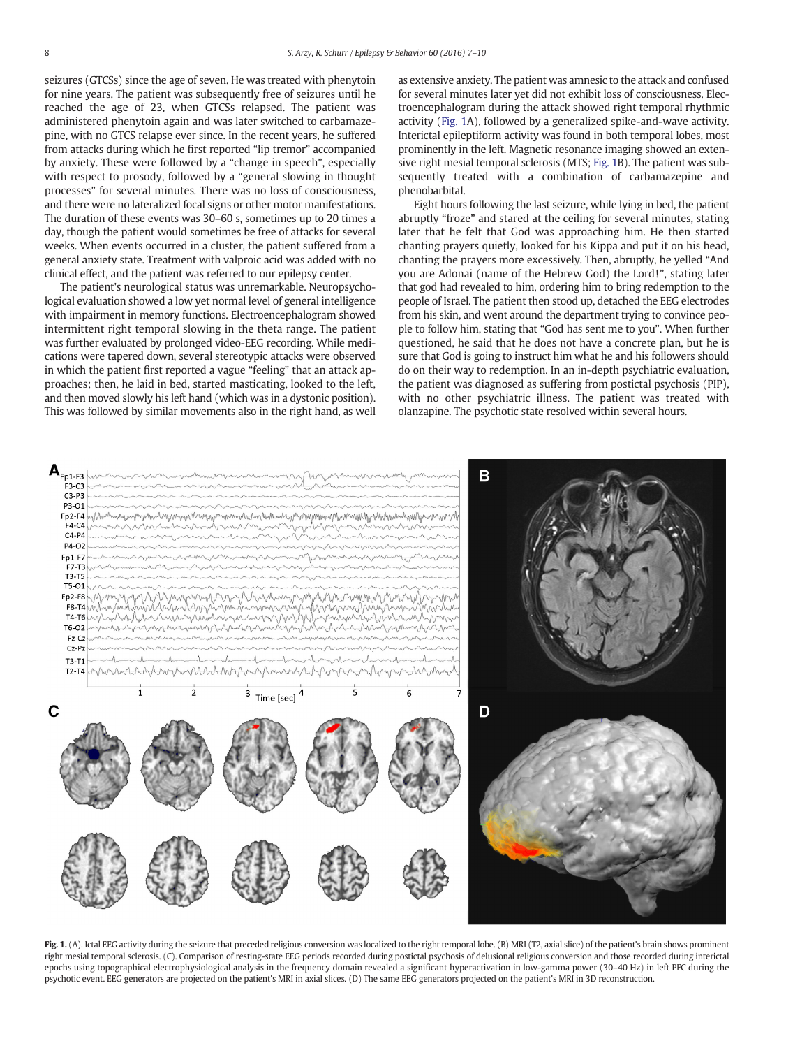seizures (GTCSs) since the age of seven. He was treated with phenytoin for nine years. The patient was subsequently free of seizures until he reached the age of 23, when GTCSs relapsed. The patient was administered phenytoin again and was later switched to carbamazepine, with no GTCS relapse ever since. In the recent years, he suffered from attacks during which he first reported "lip tremor" accompanied by anxiety. These were followed by a "change in speech", especially with respect to prosody, followed by a "general slowing in thought processes" for several minutes. There was no loss of consciousness, and there were no lateralized focal signs or other motor manifestations. The duration of these events was 30–60 s, sometimes up to 20 times a day, though the patient would sometimes be free of attacks for several weeks. When events occurred in a cluster, the patient suffered from a general anxiety state. Treatment with valproic acid was added with no clinical effect, and the patient was referred to our epilepsy center.

The patient's neurological status was unremarkable. Neuropsychological evaluation showed a low yet normal level of general intelligence with impairment in memory functions. Electroencephalogram showed intermittent right temporal slowing in the theta range. The patient was further evaluated by prolonged video-EEG recording. While medications were tapered down, several stereotypic attacks were observed in which the patient first reported a vague "feeling" that an attack approaches; then, he laid in bed, started masticating, looked to the left, and then moved slowly his left hand (which was in a dystonic position). This was followed by similar movements also in the right hand, as well as extensive anxiety. The patient was amnesic to the attack and confused for several minutes later yet did not exhibit loss of consciousness. Electroencephalogram during the attack showed right temporal rhythmic activity (Fig. 1A), followed by a generalized spike-and-wave activity. Interictal epileptiform activity was found in both temporal lobes, most prominently in the left. Magnetic resonance imaging showed an extensive right mesial temporal sclerosis (MTS; Fig. 1B). The patient was subsequently treated with a combination of carbamazepine and phenobarbital.

Eight hours following the last seizure, while lying in bed, the patient abruptly "froze" and stared at the ceiling for several minutes, stating later that he felt that God was approaching him. He then started chanting prayers quietly, looked for his Kippa and put it on his head, chanting the prayers more excessively. Then, abruptly, he yelled "And you are Adonai (name of the Hebrew God) the Lord!", stating later that god had revealed to him, ordering him to bring redemption to the people of Israel. The patient then stood up, detached the EEG electrodes from his skin, and went around the department trying to convince people to follow him, stating that "God has sent me to you". When further questioned, he said that he does not have a concrete plan, but he is sure that God is going to instruct him what he and his followers should do on their way to redemption. In an in-depth psychiatric evaluation, the patient was diagnosed as suffering from postictal psychosis (PIP), with no other psychiatric illness. The patient was treated with olanzapine. The psychotic state resolved within several hours.

A

Fp1-F3
F3-C3
C3-P3
P3-O1
Fp2-F4
F4-C4
C4-P4
P4-O2
Fp1-F7
F7-T3
T3-T5
T5-O1
Fp2-F8
F8-T4
T4-T6
T6-O2
Fz-Cz
Cz-Pz
T3-T1
T2-T4

1 2 3 4 5 6 7
Time [sec]

B

C

D

**Fig. 1.** (A). Ictal EEG activity during the seizure that preceded religious conversion was localized to the right temporal lobe. (B) MRI (T2, axial slice) of the patient's brain shows prominent right mesial temporal sclerosis. (C). Comparison of resting-state EEG periods recorded during postictal psychosis of delusional religious conversion and those recorded during interictal epochs using topographical electrophysiological analysis in the frequency domain revealed a significant hyperactivation in low-gamma power (30–40 Hz) in left PFC during the psychotic event. EEG generators are projected on the patient's MRI in axial slices. (D) The same EEG generators projected on the patient's MRI in 3D reconstruction.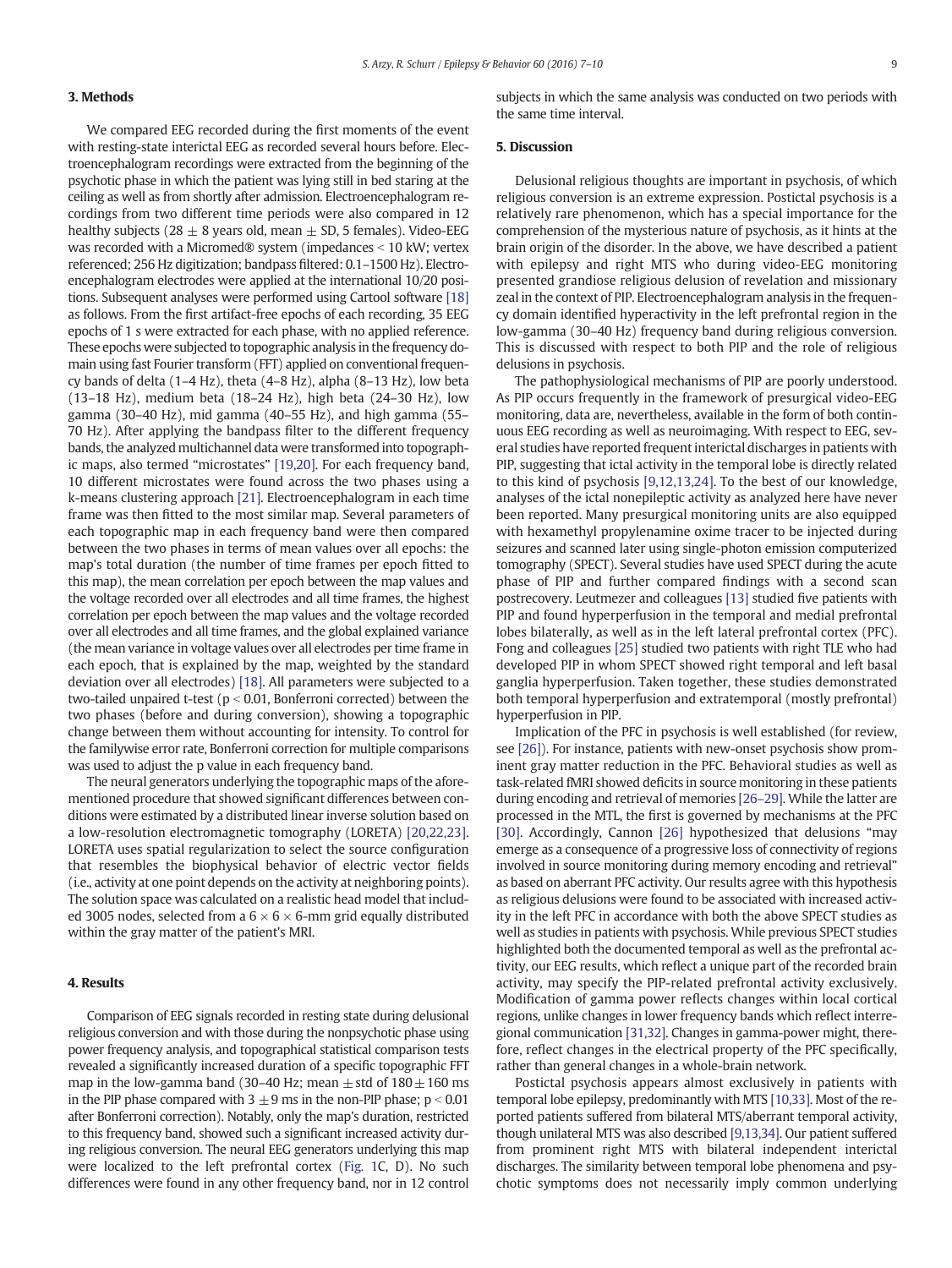## 3. Methods

We compared EEG recorded during the first moments of the event with resting-state interictal EEG as recorded several hours before. Electroencephalogram recordings were extracted from the beginning of the psychotic phase in which the patient was lying still in bed staring at the ceiling as well as from shortly after admission. Electroencephalogram recordings from two different time periods were also compared in 12 healthy subjects (28 ± 8 years old, mean ± SD, 5 females). Video-EEG was recorded with a Micromed® system (impedances < 10 kW; vertex referenced; 256 Hz digitization; bandpass filtered: 0.1–1500 Hz). Electroencephalogram electrodes were applied at the international 10/20 positions. Subsequent analyses were performed using Cartool software [18] as follows. From the first artifact-free epochs of each recording, 35 EEG epochs of 1 s were extracted for each phase, with no applied reference. These epochs were subjected to topographic analysis in the frequency domain using fast Fourier transform (FFT) applied on conventional frequency bands of delta (1–4 Hz), theta (4–8 Hz), alpha (8–13 Hz), low beta (13–18 Hz), medium beta (18–24 Hz), high beta (24–30 Hz), low gamma (30–40 Hz), mid gamma (40–55 Hz), and high gamma (55–70 Hz). After applying the bandpass filter to the different frequency bands, the analyzed multichannel data were transformed into topographic maps, also termed "microstates" [19,20]. For each frequency band, 10 different microstates were found across the two phases using a k-means clustering approach [21]. Electroencephalogram in each time frame was then fitted to the most similar map. Several parameters of each topographic map in each frequency band were then compared between the two phases in terms of mean values over all epochs: the map's total duration (the number of time frames per epoch fitted to this map), the mean correlation per epoch between the map values and the voltage recorded over all electrodes and all time frames, the highest correlation per epoch between the map values and the voltage recorded over all electrodes and all time frames, and the global explained variance (the mean variance in voltage values over all electrodes per time frame in each epoch, that is explained by the map, weighted by the standard deviation over all electrodes) [18]. All parameters were subjected to a two-tailed unpaired t-test ($p < 0.01$, Bonferroni corrected) between the two phases (before and during conversion), showing a topographic change between them without accounting for intensity. To control for the familywise error rate, Bonferroni correction for multiple comparisons was used to adjust the p value in each frequency band.

The neural generators underlying the topographic maps of the aforementioned procedure that showed significant differences between conditions were estimated by a distributed linear inverse solution based on a low-resolution electromagnetic tomography (LORETA) [20,22,23]. LORETA uses spatial regularization to select the source configuration that resembles the biophysical behavior of electric vector fields (i.e., activity at one point depends on the activity at neighboring points). The solution space was calculated on a realistic head model that included 3005 nodes, selected from a 6 × 6 × 6-mm grid equally distributed within the gray matter of the patient's MRI.

## 4. Results

Comparison of EEG signals recorded in resting state during delusional religious conversion and with those during the nonpsychotic phase using power frequency analysis, and topographical statistical comparison tests revealed a significantly increased duration of a specific topographic FFT map in the low-gamma band (30–40 Hz; mean ± std of 180 ± 160 ms in the PIP phase compared with 3 ± 9 ms in the non-PIP phase; $p < 0.01$ after Bonferroni correction). Notably, only the map's duration, restricted to this frequency band, showed such a significant increased activity during religious conversion. The neural EEG generators underlying this map were localized to the left prefrontal cortex (Fig. 1C, D). No such differences were found in any other frequency band, nor in 12 control subjects in which the same analysis was conducted on two periods with the same time interval.

## 5. Discussion

Delusional religious thoughts are important in psychosis, of which religious conversion is an extreme expression. Postictal psychosis is a relatively rare phenomenon, which has a special importance for the comprehension of the mysterious nature of psychosis, as it hints at the brain origin of the disorder. In the above, we have described a patient with epilepsy and right MTS who during video-EEG monitoring presented grandiose religious delusion of revelation and missionary zeal in the context of PIP. Electroencephalogram analysis in the frequency domain identified hyperactivity in the left prefrontal region in the low-gamma (30–40 Hz) frequency band during religious conversion. This is discussed with respect to both PIP and the role of religious delusions in psychosis.

The pathophysiological mechanisms of PIP are poorly understood. As PIP occurs frequently in the framework of presurgical video-EEG monitoring, data are, nevertheless, available in the form of both continuous EEG recording as well as neuroimaging. With respect to EEG, several studies have reported frequent interictal discharges in patients with PIP, suggesting that ictal activity in the temporal lobe is directly related to this kind of psychosis [9,12,13,24]. To the best of our knowledge, analyses of the ictal nonepileptic activity as analyzed here have never been reported. Many presurgical monitoring units are also equipped with hexamethyl propylenamine oxime tracer to be injected during seizures and scanned later using single-photon emission computerized tomography (SPECT). Several studies have used SPECT during the acute phase of PIP and further compared findings with a second scan postrecovery. Leutmezer and colleagues [13] studied five patients with PIP and found hyperperfusion in the temporal and medial prefrontal lobes bilaterally, as well as in the left lateral prefrontal cortex (PFC). Fong and colleagues [25] studied two patients with right TLE who had developed PIP in whom SPECT showed right temporal and left basal ganglia hyperperfusion. Taken together, these studies demonstrated both temporal hyperperfusion and extratemporal (mostly prefrontal) hyperperfusion in PIP.

Implication of the PFC in psychosis is well established (for review, see [26]). For instance, patients with new-onset psychosis show prominent gray matter reduction in the PFC. Behavioral studies as well as task-related fMRI showed deficits in source monitoring in these patients during encoding and retrieval of memories [26–29]. While the latter are processed in the MTL, the first is governed by mechanisms at the PFC [30]. Accordingly, Cannon [26] hypothesized that delusions "may emerge as a consequence of a progressive loss of connectivity of regions involved in source monitoring during memory encoding and retrieval" as based on aberrant PFC activity. Our results agree with this hypothesis as religious delusions were found to be associated with increased activity in the left PFC in accordance with both the above SPECT studies as well as studies in patients with psychosis. While previous SPECT studies highlighted both the documented temporal as well as the prefrontal activity, our EEG results, which reflect a unique part of the recorded brain activity, may specify the PIP-related prefrontal activity exclusively. Modification of gamma power reflects changes within local cortical regions, unlike changes in lower frequency bands which reflect interregional communication [31,32]. Changes in gamma-power might, therefore, reflect changes in the electrical property of the PFC specifically, rather than general changes in a whole-brain network.

Postictal psychosis appears almost exclusively in patients with temporal lobe epilepsy, predominantly with MTS [10,33]. Most of the reported patients suffered from bilateral MTS/aberrant temporal activity, though unilateral MTS was also described [9,13,34]. Our patient suffered from prominent right MTS with bilateral independent interictal discharges. The similarity between temporal lobe phenomena and psychotic symptoms does not necessarily imply common underlying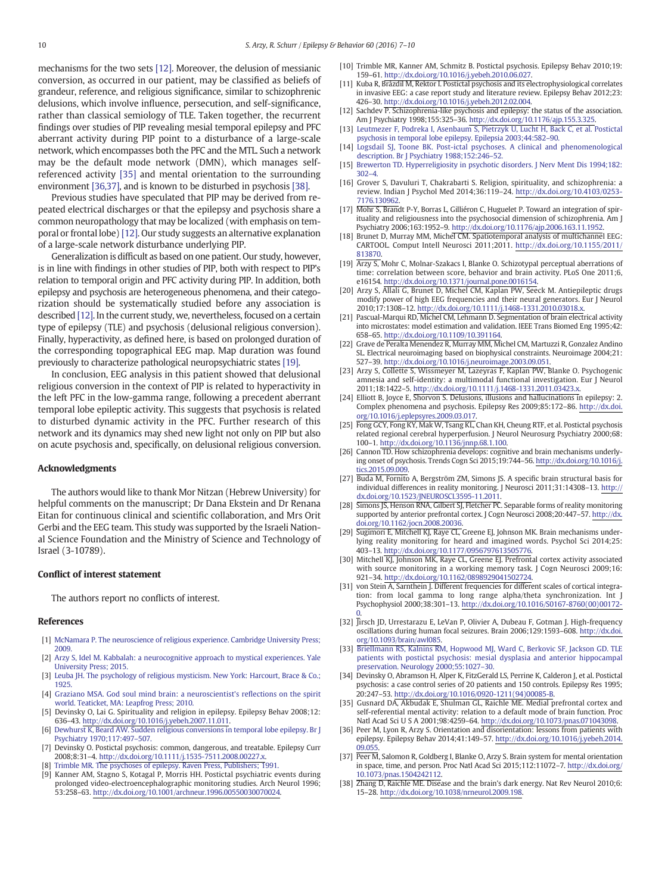mechanisms for the two sets [12]. Moreover, the delusion of messianic conversion, as occurred in our patient, may be classified as beliefs of grandeur, reference, and religious significance, similar to schizophrenic delusions, which involve influence, persecution, and self-significance, rather than classical semiology of TLE. Taken together, the recurrent findings over studies of PIP revealing mesial temporal epilepsy and PFC aberrant activity during PIP point to a disturbance of a large-scale network, which encompasses both the PFC and the MTL. Such a network may be the default mode network (DMN), which manages self-referenced activity [35] and mental orientation to the surrounding environment [36,37], and is known to be disturbed in psychosis [38].

Previous studies have speculated that PIP may be derived from repeated electrical discharges or that the epilepsy and psychosis share a common neuropathology that may be localized (with emphasis on temporal or frontal lobe) [12]. Our study suggests an alternative explanation of a large-scale network disturbance underlying PIP.

Generalization is difficult as based on one patient. Our study, however, is in line with findings in other studies of PIP, both with respect to PIP's relation to temporal origin and PFC activity during PIP. In addition, both epilepsy and psychosis are heterogeneous phenomena, and their categorization should be systematically studied before any association is described [12]. In the current study, we, nevertheless, focused on a certain type of epilepsy (TLE) and psychosis (delusional religious conversion). Finally, hyperactivity, as defined here, is based on prolonged duration of the corresponding topographical EEG map. Map duration was found previously to characterize pathological neuropsychiatric states [19].

In conclusion, EEG analysis in this patient showed that delusional religious conversion in the context of PIP is related to hyperactivity in the left PFC in the low-gamma range, following a precedent aberrant temporal lobe epileptic activity. This suggests that psychosis is related to disturbed dynamic activity in the PFC. Further research of this network and its dynamics may shed new light not only on PIP but also on acute psychosis and, specifically, on delusional religious conversion.

## Acknowledgments

The authors would like to thank Mor Nitzan (Hebrew University) for helpful comments on the manuscript; Dr Dana Ekstein and Dr Renana Eitan for continuous clinical and scientific collaboration, and Mrs Orit Gerbi and the EEG team. This study was supported by the Israeli National Science Foundation and the Ministry of Science and Technology of Israel (3-10789).

## Conflict of interest statement

The authors report no conflicts of interest.

## References

[1] McNamara P. The neuroscience of religious experience. Cambridge University Press; 2009.

[2] Arzy S, Idel M. Kabbalah: a neurocognitive approach to mystical experiences. Yale University Press; 2015.

[3] Leuba JH. The psychology of religious mysticism. New York: Harcourt, Brace & Co.; 1925.

[4] Graziano MSA. God soul mind brain: a neuroscientist's reflections on the spirit world. Teaticket, MA: Leapfrog Press; 2010.

[5] Devinsky O, Lai G. Spirituality and religion in epilepsy. Epilepsy Behav 2008;12: 636–43. http://dx.doi.org/10.1016/j.yebeh.2007.11.011.

[6] Dewhurst K, Beard AW. Sudden religious conversions in temporal lobe epilepsy. Br J Psychiatry 1970;117:497–507.

[7] Devinsky O. Postictal psychosis: common, dangerous, and treatable. Epilepsy Curr 2008;8:31–4. http://dx.doi.org/10.1111/j.1535-7511.2008.00227.x.

[8] Trimble MR. The psychoses of epilepsy. Raven Press, Publishers; 1991.

[9] Kanner AM, Stagno S, Kotagal P, Morris HH. Postictal psychiatric events during prolonged video-electroencephalographic monitoring studies. Arch Neurol 1996; 53:258–63. http://dx.doi.org/10.1001/archneur.1996.00550030070024.

[10] Trimble MR, Kanner AM, Schmitz B. Postictal psychosis. Epilepsy Behav 2010;19: 159–61. http://dx.doi.org/10.1016/j.yebeh.2010.06.027.

[11] Kuba R, Brázdil M, Rektor I. Postictal psychosis and its electrophysiological correlates in invasive EEG: a case report study and literature review. Epilepsy Behav 2012;23: 426–30. http://dx.doi.org/10.1016/j.yebeh.2012.02.004.

[12] Sachdev P. Schizophrenia-like psychosis and epilepsy: the status of the association. Am J Psychiatry 1998;155:325–36. http://dx.doi.org/10.1176/ajp.155.3.325.

[13] Leutmezer F, Podreka I, Asenbaum S, Pietrzyk U, Lucht H, Back C, et al. Postictal psychosis in temporal lobe epilepsy. Epilepsia 2003;44:582–90.

[14] Logsdail SJ, Toone BK. Post-ictal psychoses. A clinical and phenomenological description. Br J Psychiatry 1988;152:246–52.

[15] Brewerton TD. Hyperreligiosity in psychotic disorders. J Nerv Ment Dis 1994;182: 302–4.

[16] Grover S, Davuluri T, Chakrabarti S. Religion, spirituality, and schizophrenia: a review. Indian J Psychol Med 2014;36:119–24. http://dx.doi.org/10.4103/0253-7176.130962.

[17] Mohr S, Brandt P-Y, Borras L, Gilliéron C, Huguelet P. Toward an integration of spirituality and religiousness into the psychosocial dimension of schizophrenia. Am J Psychiatry 2006;163:1952–9. http://dx.doi.org/10.1176/ajp.2006.163.11.1952.

[18] Brunet D, Murray MM, Michel CM. Spatiotemporal analysis of multichannel EEG: CARTOOL. Comput Intell Neurosci 2011;2011. http://dx.doi.org/10.1155/2011/813870.

[19] Arzy S, Mohr C, Molnar-Szakacs I, Blanke O. Schizotypal perceptual aberrations of time: correlation between score, behavior and brain activity. PLoS One 2011;6, e16154. http://dx.doi.org/10.1371/journal.pone.0016154.

[20] Arzy S, Allali G, Brunet D, Michel CM, Kaplan PW, Seeck M. Antiepileptic drugs modify power of high EEG frequencies and their neural generators. Eur J Neurol 2010;17:1308–12. http://dx.doi.org/10.1111/j.1468-1331.2010.03018.x.

[21] Pascual-Marqui RD, Michel CM, Lehmann D. Segmentation of brain electrical activity into microstates: model estimation and validation. IEEE Trans Biomed Eng 1995;42: 658–65. http://dx.doi.org/10.1109/10.391164.

[22] Grave de Peralta Menendez R, Murray MM, Michel CM, Martuzzi R, Gonzalez Andino SL. Electrical neuroimaging based on biophysical constraints. Neuroimage 2004;21: 527–39. http://dx.doi.org/10.1016/j.neuroimage.2003.09.051.

[23] Arzy S, Collette S, Wissmeyer M, Lazeyras F, Kaplan PW, Blanke O. Psychogenic amnesia and self-identity: a multimodal functional investigation. Eur J Neurol 2011;18:1422–5. http://dx.doi.org/10.1111/j.1468-1331.2011.03423.x.

[24] Elliott B, Joyce E, Shorvon S. Delusions, illusions and hallucinations in epilepsy: 2. Complex phenomena and psychosis. Epilepsy Res 2009;85:172–86. http://dx.doi.org/10.1016/j.eplepsyres.2009.03.017.

[25] Fong GCY, Fong KY, Mak W, Tsang KL, Chan KH, Cheung RTF, et al. Postictal psychosis related regional cerebral hyperperfusion. J Neurol Neurosurg Psychiatry 2000;68: 100–1. http://dx.doi.org/10.1136/jnnp.68.1.100.

[26] Cannon TD. How schizophrenia develops: cognitive and brain mechanisms underlying onset of psychosis. Trends Cogn Sci 2015;19:744–56. http://dx.doi.org/10.1016/j.tics.2015.09.009.

[27] Buda M, Fornito A, Bergström ZM, Simons JS. A specific brain structural basis for individual differences in reality monitoring. J Neurosci 2011;31:14308–13. http://dx.doi.org/10.1523/JNEUROSCI.3595-11.2011.

[28] Simons JS, Henson RNA, Gilbert SJ, Fletcher PC. Separable forms of reality monitoring supported by anterior prefrontal cortex. J Cogn Neurosci 2008;20:447–57. http://dx.doi.org/10.1162/jocn.2008.20036.

[29] Sugimori E, Mitchell KJ, Raye CL, Greene EJ, Johnson MK. Brain mechanisms underlying reality monitoring for heard and imagined words. Psychol Sci 2014;25: 403–13. http://dx.doi.org/10.1177/0956797613505776.

[30] Mitchell KJ, Johnson MK, Raye CL, Greene EJ. Prefrontal cortex activity associated with source monitoring in a working memory task. J Cogn Neurosci 2009;16: 921–34. http://dx.doi.org/10.1162/0898929041502724.

[31] von Stein A, Sarnthein J. Different frequencies for different scales of cortical integration: from local gamma to long range alpha/theta synchronization. Int J Psychophysiol 2000;38:301–13. http://dx.doi.org/10.1016/S0167-8760(00)00172-0.

[32] Jirsch JD, Urrestarazu E, LeVan P, Olivier A, Dubeau F, Gotman J. High-frequency oscillations during human focal seizures. Brain 2006;129:1593–608. http://dx.doi.org/10.1093/brain/awl085.

[33] Briellmann RS, Kalnins RM, Hopwood MJ, Ward C, Berkovic SF, Jackson GD. TLE patients with postictal psychosis: mesial dysplasia and anterior hippocampal preservation. Neurology 2000;55:1027–30.

[34] Devinsky O, Abramson H, Alper K, FitzGerald LS, Perrine K, Calderon J, et al. Postictal psychosis: a case control series of 20 patients and 150 controls. Epilepsy Res 1995; 20:247–53. http://dx.doi.org/10.1016/0920-1211(94)00085-B.

[35] Gusnard DA, Akbudak E, Shulman GL, Raichle ME. Medial prefrontal cortex and self-referential mental activity: relation to a default mode of brain function. Proc Natl Acad Sci U S A 2001;98:4259–64. http://dx.doi.org/10.1073/pnas.071043098.

[36] Peer M, Lyon R, Arzy S. Orientation and disorientation: lessons from patients with epilepsy. Epilepsy Behav 2014;41:149–57. http://dx.doi.org/10.1016/j.yebeh.2014.09.055.

[37] Peer M, Salomon R, Goldberg I, Blanke O, Arzy S. Brain system for mental orientation in space, time, and person. Proc Natl Acad Sci 2015;112:11072–7. http://dx.doi.org/10.1073/pnas.1504242112.

[38] Zhang D, Raichle ME. Disease and the brain's dark energy. Nat Rev Neurol 2010;6: 15–28. http://dx.doi.org/10.1038/nrneurol.2009.198.